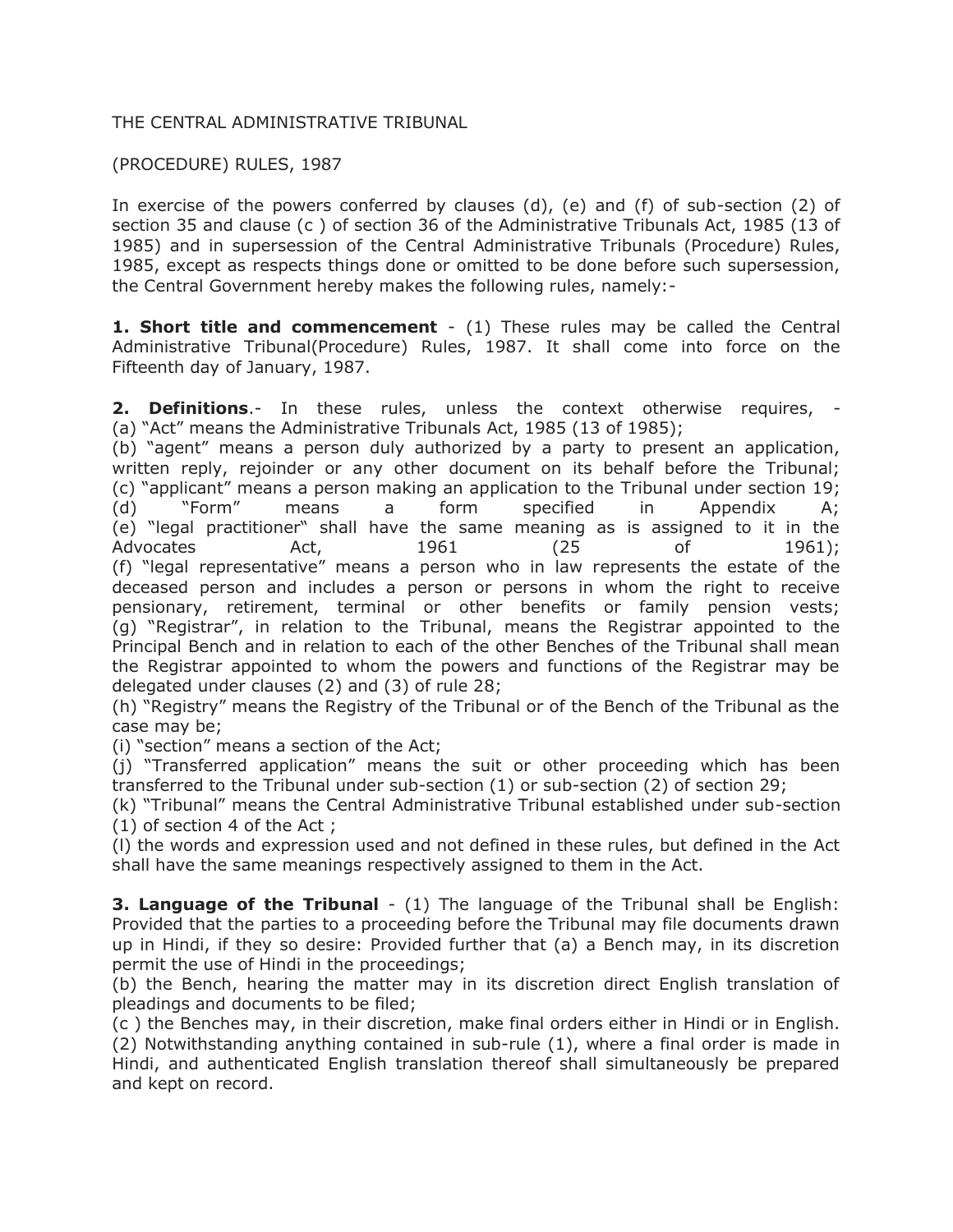THE CENTRAL ADMINISTRATIVE TRIBUNAL

(PROCEDURE) RULES, 1987

In exercise of the powers conferred by clauses (d), (e) and (f) of sub-section (2) of section 35 and clause (c ) of section 36 of the Administrative Tribunals Act, 1985 (13 of 1985) and in supersession of the Central Administrative Tribunals (Procedure) Rules, 1985, except as respects things done or omitted to be done before such supersession, the Central Government hereby makes the following rules, namely:-

**1. Short title and commencement** - (1) These rules may be called the Central Administrative Tribunal(Procedure) Rules, 1987. It shall come into force on the Fifteenth day of January, 1987.

**2. Definitions**.- In these rules, unless the context otherwise requires, -
(a) "Act" means the Administrative Tribunals Act, 1985 (13 of 1985);
(b) "agent" means a person duly authorized by a party to present an application, written reply, rejoinder or any other document on its behalf before the Tribunal;
(c) "applicant" means a person making an application to the Tribunal under section 19;
(d) "Form" means a form specified in Appendix A;
(e) "legal practitioner" shall have the same meaning as is assigned to it in the Advocates Act, 1961 (25 of 1961);
(f) "legal representative" means a person who in law represents the estate of the deceased person and includes a person or persons in whom the right to receive pensionary, retirement, terminal or other benefits or family pension vests;
(g) "Registrar", in relation to the Tribunal, means the Registrar appointed to the Principal Bench and in relation to each of the other Benches of the Tribunal shall mean the Registrar appointed to whom the powers and functions of the Registrar may be delegated under clauses (2) and (3) of rule 28;
(h) "Registry" means the Registry of the Tribunal or of the Bench of the Tribunal as the case may be;
(i) "section" means a section of the Act;
(j) "Transferred application" means the suit or other proceeding which has been transferred to the Tribunal under sub-section (1) or sub-section (2) of section 29;
(k) "Tribunal" means the Central Administrative Tribunal established under sub-section (1) of section 4 of the Act ;
(l) the words and expression used and not defined in these rules, but defined in the Act shall have the same meanings respectively assigned to them in the Act.

**3. Language of the Tribunal** - (1) The language of the Tribunal shall be English: Provided that the parties to a proceeding before the Tribunal may file documents drawn up in Hindi, if they so desire: Provided further that (a) a Bench may, in its discretion permit the use of Hindi in the proceedings;
(b) the Bench, hearing the matter may in its discretion direct English translation of pleadings and documents to be filed;
(c ) the Benches may, in their discretion, make final orders either in Hindi or in English.
(2) Notwithstanding anything contained in sub-rule (1), where a final order is made in Hindi, and authenticated English translation thereof shall simultaneously be prepared and kept on record.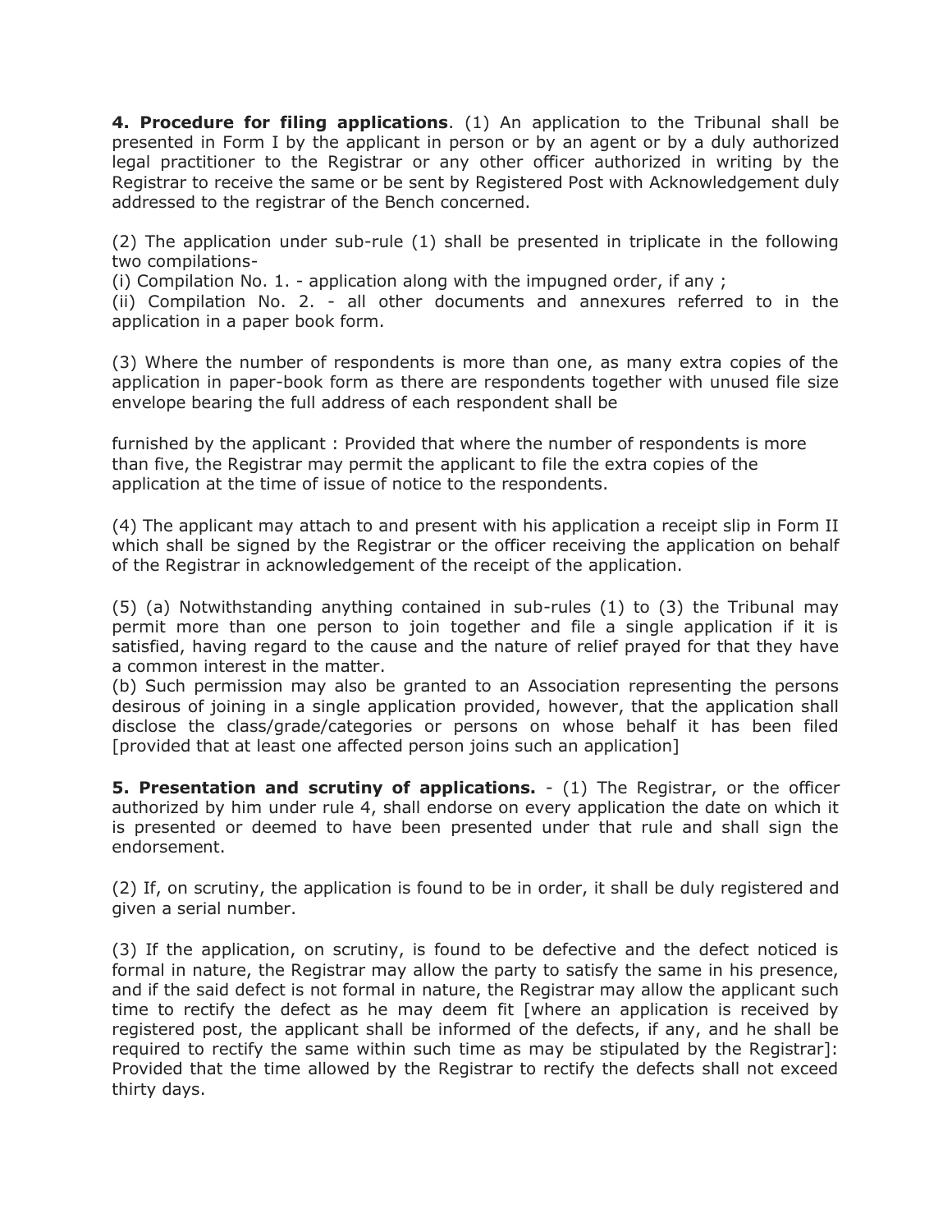**4. Procedure for filing applications**. (1) An application to the Tribunal shall be presented in Form I by the applicant in person or by an agent or by a duly authorized legal practitioner to the Registrar or any other officer authorized in writing by the Registrar to receive the same or be sent by Registered Post with Acknowledgement duly addressed to the registrar of the Bench concerned.

(2) The application under sub-rule (1) shall be presented in triplicate in the following two compilations-

(i) Compilation No. 1. - application along with the impugned order, if any ;

(ii) Compilation No. 2. - all other documents and annexures referred to in the application in a paper book form.

(3) Where the number of respondents is more than one, as many extra copies of the application in paper-book form as there are respondents together with unused file size envelope bearing the full address of each respondent shall be

furnished by the applicant : Provided that where the number of respondents is more than five, the Registrar may permit the applicant to file the extra copies of the application at the time of issue of notice to the respondents.

(4) The applicant may attach to and present with his application a receipt slip in Form II which shall be signed by the Registrar or the officer receiving the application on behalf of the Registrar in acknowledgement of the receipt of the application.

(5) (a) Notwithstanding anything contained in sub-rules (1) to (3) the Tribunal may permit more than one person to join together and file a single application if it is satisfied, having regard to the cause and the nature of relief prayed for that they have a common interest in the matter.

(b) Such permission may also be granted to an Association representing the persons desirous of joining in a single application provided, however, that the application shall disclose the class/grade/categories or persons on whose behalf it has been filed [provided that at least one affected person joins such an application]

**5. Presentation and scrutiny of applications.** - (1) The Registrar, or the officer authorized by him under rule 4, shall endorse on every application the date on which it is presented or deemed to have been presented under that rule and shall sign the endorsement.

(2) If, on scrutiny, the application is found to be in order, it shall be duly registered and given a serial number.

(3) If the application, on scrutiny, is found to be defective and the defect noticed is formal in nature, the Registrar may allow the party to satisfy the same in his presence, and if the said defect is not formal in nature, the Registrar may allow the applicant such time to rectify the defect as he may deem fit [where an application is received by registered post, the applicant shall be informed of the defects, if any, and he shall be required to rectify the same within such time as may be stipulated by the Registrar]: Provided that the time allowed by the Registrar to rectify the defects shall not exceed thirty days.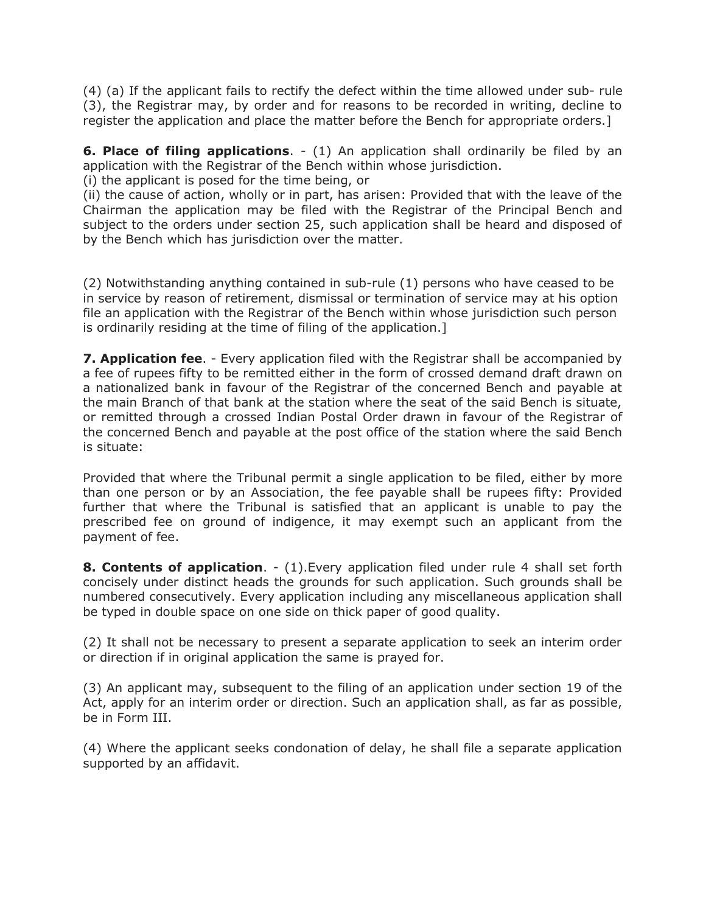(4) (a) If the applicant fails to rectify the defect within the time allowed under sub- rule (3), the Registrar may, by order and for reasons to be recorded in writing, decline to register the application and place the matter before the Bench for appropriate orders.]

**6. Place of filing applications**. - (1) An application shall ordinarily be filed by an application with the Registrar of the Bench within whose jurisdiction.
(i) the applicant is posed for the time being, or
(ii) the cause of action, wholly or in part, has arisen: Provided that with the leave of the Chairman the application may be filed with the Registrar of the Principal Bench and subject to the orders under section 25, such application shall be heard and disposed of by the Bench which has jurisdiction over the matter.

(2) Notwithstanding anything contained in sub-rule (1) persons who have ceased to be in service by reason of retirement, dismissal or termination of service may at his option file an application with the Registrar of the Bench within whose jurisdiction such person is ordinarily residing at the time of filing of the application.]

**7. Application fee**. - Every application filed with the Registrar shall be accompanied by a fee of rupees fifty to be remitted either in the form of crossed demand draft drawn on a nationalized bank in favour of the Registrar of the concerned Bench and payable at the main Branch of that bank at the station where the seat of the said Bench is situate, or remitted through a crossed Indian Postal Order drawn in favour of the Registrar of the concerned Bench and payable at the post office of the station where the said Bench is situate:

Provided that where the Tribunal permit a single application to be filed, either by more than one person or by an Association, the fee payable shall be rupees fifty: Provided further that where the Tribunal is satisfied that an applicant is unable to pay the prescribed fee on ground of indigence, it may exempt such an applicant from the payment of fee.

**8. Contents of application**. - (1).Every application filed under rule 4 shall set forth concisely under distinct heads the grounds for such application. Such grounds shall be numbered consecutively. Every application including any miscellaneous application shall be typed in double space on one side on thick paper of good quality.

(2) It shall not be necessary to present a separate application to seek an interim order or direction if in original application the same is prayed for.

(3) An applicant may, subsequent to the filing of an application under section 19 of the Act, apply for an interim order or direction. Such an application shall, as far as possible, be in Form III.

(4) Where the applicant seeks condonation of delay, he shall file a separate application supported by an affidavit.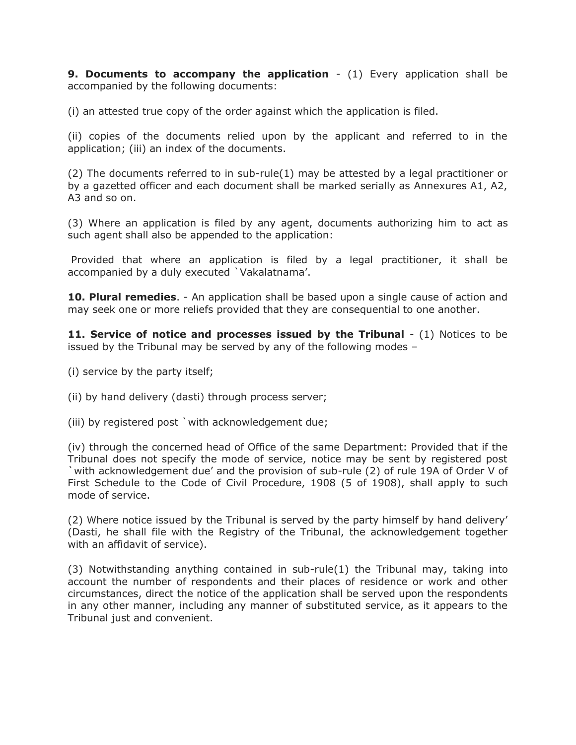**9. Documents to accompany the application** - (1) Every application shall be accompanied by the following documents:

(i) an attested true copy of the order against which the application is filed.

(ii) copies of the documents relied upon by the applicant and referred to in the application; (iii) an index of the documents.

(2) The documents referred to in sub-rule(1) may be attested by a legal practitioner or by a gazetted officer and each document shall be marked serially as Annexures A1, A2, A3 and so on.

(3) Where an application is filed by any agent, documents authorizing him to act as such agent shall also be appended to the application:

Provided that where an application is filed by a legal practitioner, it shall be accompanied by a duly executed `Vakalatnama'.

**10. Plural remedies**. - An application shall be based upon a single cause of action and may seek one or more reliefs provided that they are consequential to one another.

**11. Service of notice and processes issued by the Tribunal** - (1) Notices to be issued by the Tribunal may be served by any of the following modes –

(i) service by the party itself;

(ii) by hand delivery (dasti) through process server;

(iii) by registered post `with acknowledgement due;

(iv) through the concerned head of Office of the same Department: Provided that if the Tribunal does not specify the mode of service, notice may be sent by registered post `with acknowledgement due' and the provision of sub-rule (2) of rule 19A of Order V of First Schedule to the Code of Civil Procedure, 1908 (5 of 1908), shall apply to such mode of service.

(2) Where notice issued by the Tribunal is served by the party himself by hand delivery' (Dasti, he shall file with the Registry of the Tribunal, the acknowledgement together with an affidavit of service).

(3) Notwithstanding anything contained in sub-rule(1) the Tribunal may, taking into account the number of respondents and their places of residence or work and other circumstances, direct the notice of the application shall be served upon the respondents in any other manner, including any manner of substituted service, as it appears to the Tribunal just and convenient.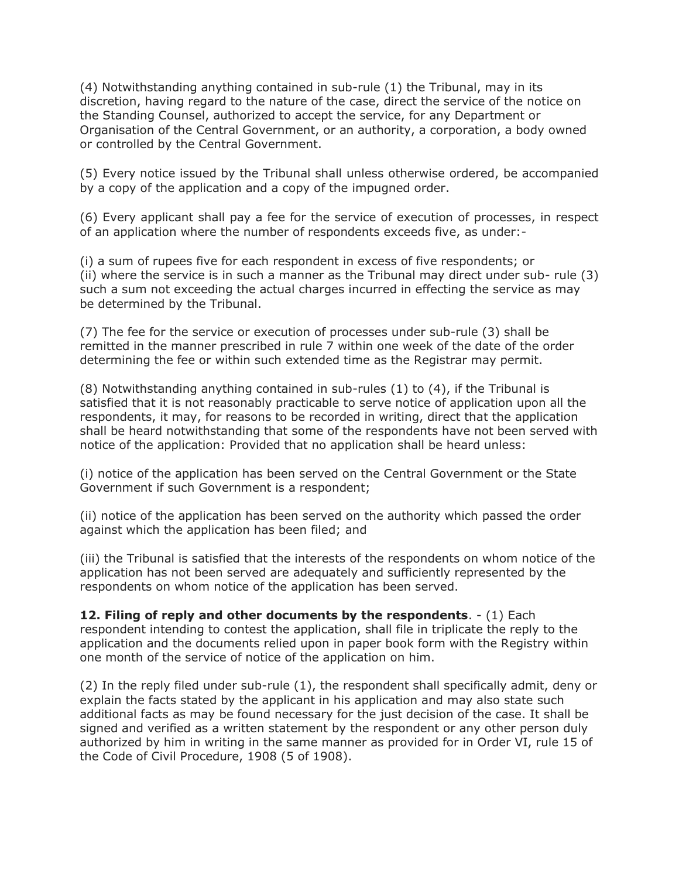(4) Notwithstanding anything contained in sub-rule (1) the Tribunal, may in its discretion, having regard to the nature of the case, direct the service of the notice on the Standing Counsel, authorized to accept the service, for any Department or Organisation of the Central Government, or an authority, a corporation, a body owned or controlled by the Central Government.

(5) Every notice issued by the Tribunal shall unless otherwise ordered, be accompanied by a copy of the application and a copy of the impugned order.

(6) Every applicant shall pay a fee for the service of execution of processes, in respect of an application where the number of respondents exceeds five, as under:-

(i) a sum of rupees five for each respondent in excess of five respondents; or
(ii) where the service is in such a manner as the Tribunal may direct under sub- rule (3) such a sum not exceeding the actual charges incurred in effecting the service as may be determined by the Tribunal.

(7) The fee for the service or execution of processes under sub-rule (3) shall be remitted in the manner prescribed in rule 7 within one week of the date of the order determining the fee or within such extended time as the Registrar may permit.

(8) Notwithstanding anything contained in sub-rules (1) to (4), if the Tribunal is satisfied that it is not reasonably practicable to serve notice of application upon all the respondents, it may, for reasons to be recorded in writing, direct that the application shall be heard notwithstanding that some of the respondents have not been served with notice of the application: Provided that no application shall be heard unless:

(i) notice of the application has been served on the Central Government or the State Government if such Government is a respondent;

(ii) notice of the application has been served on the authority which passed the order against which the application has been filed; and

(iii) the Tribunal is satisfied that the interests of the respondents on whom notice of the application has not been served are adequately and sufficiently represented by the respondents on whom notice of the application has been served.

**12. Filing of reply and other documents by the respondents**. - (1) Each respondent intending to contest the application, shall file in triplicate the reply to the application and the documents relied upon in paper book form with the Registry within one month of the service of notice of the application on him.

(2) In the reply filed under sub-rule (1), the respondent shall specifically admit, deny or explain the facts stated by the applicant in his application and may also state such additional facts as may be found necessary for the just decision of the case. It shall be signed and verified as a written statement by the respondent or any other person duly authorized by him in writing in the same manner as provided for in Order VI, rule 15 of the Code of Civil Procedure, 1908 (5 of 1908).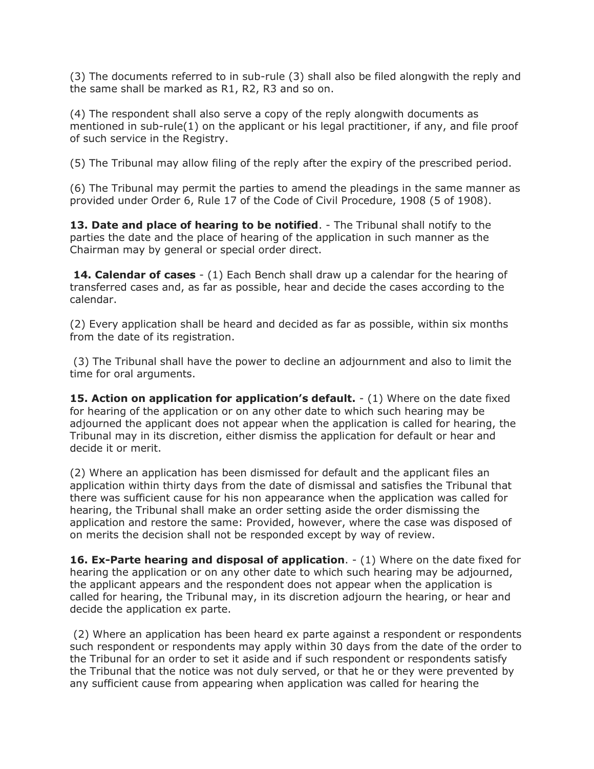(3) The documents referred to in sub-rule (3) shall also be filed alongwith the reply and the same shall be marked as R1, R2, R3 and so on.

(4) The respondent shall also serve a copy of the reply alongwith documents as mentioned in sub-rule(1) on the applicant or his legal practitioner, if any, and file proof of such service in the Registry.

(5) The Tribunal may allow filing of the reply after the expiry of the prescribed period.

(6) The Tribunal may permit the parties to amend the pleadings in the same manner as provided under Order 6, Rule 17 of the Code of Civil Procedure, 1908 (5 of 1908).

**13. Date and place of hearing to be notified**. - The Tribunal shall notify to the parties the date and the place of hearing of the application in such manner as the Chairman may by general or special order direct.

**14. Calendar of cases** - (1) Each Bench shall draw up a calendar for the hearing of transferred cases and, as far as possible, hear and decide the cases according to the calendar.

(2) Every application shall be heard and decided as far as possible, within six months from the date of its registration.

(3) The Tribunal shall have the power to decline an adjournment and also to limit the time for oral arguments.

**15. Action on application for application's default.** - (1) Where on the date fixed for hearing of the application or on any other date to which such hearing may be adjourned the applicant does not appear when the application is called for hearing, the Tribunal may in its discretion, either dismiss the application for default or hear and decide it or merit.

(2) Where an application has been dismissed for default and the applicant files an application within thirty days from the date of dismissal and satisfies the Tribunal that there was sufficient cause for his non appearance when the application was called for hearing, the Tribunal shall make an order setting aside the order dismissing the application and restore the same: Provided, however, where the case was disposed of on merits the decision shall not be responded except by way of review.

**16. Ex-Parte hearing and disposal of application**. - (1) Where on the date fixed for hearing the application or on any other date to which such hearing may be adjourned, the applicant appears and the respondent does not appear when the application is called for hearing, the Tribunal may, in its discretion adjourn the hearing, or hear and decide the application ex parte.

(2) Where an application has been heard ex parte against a respondent or respondents such respondent or respondents may apply within 30 days from the date of the order to the Tribunal for an order to set it aside and if such respondent or respondents satisfy the Tribunal that the notice was not duly served, or that he or they were prevented by any sufficient cause from appearing when application was called for hearing the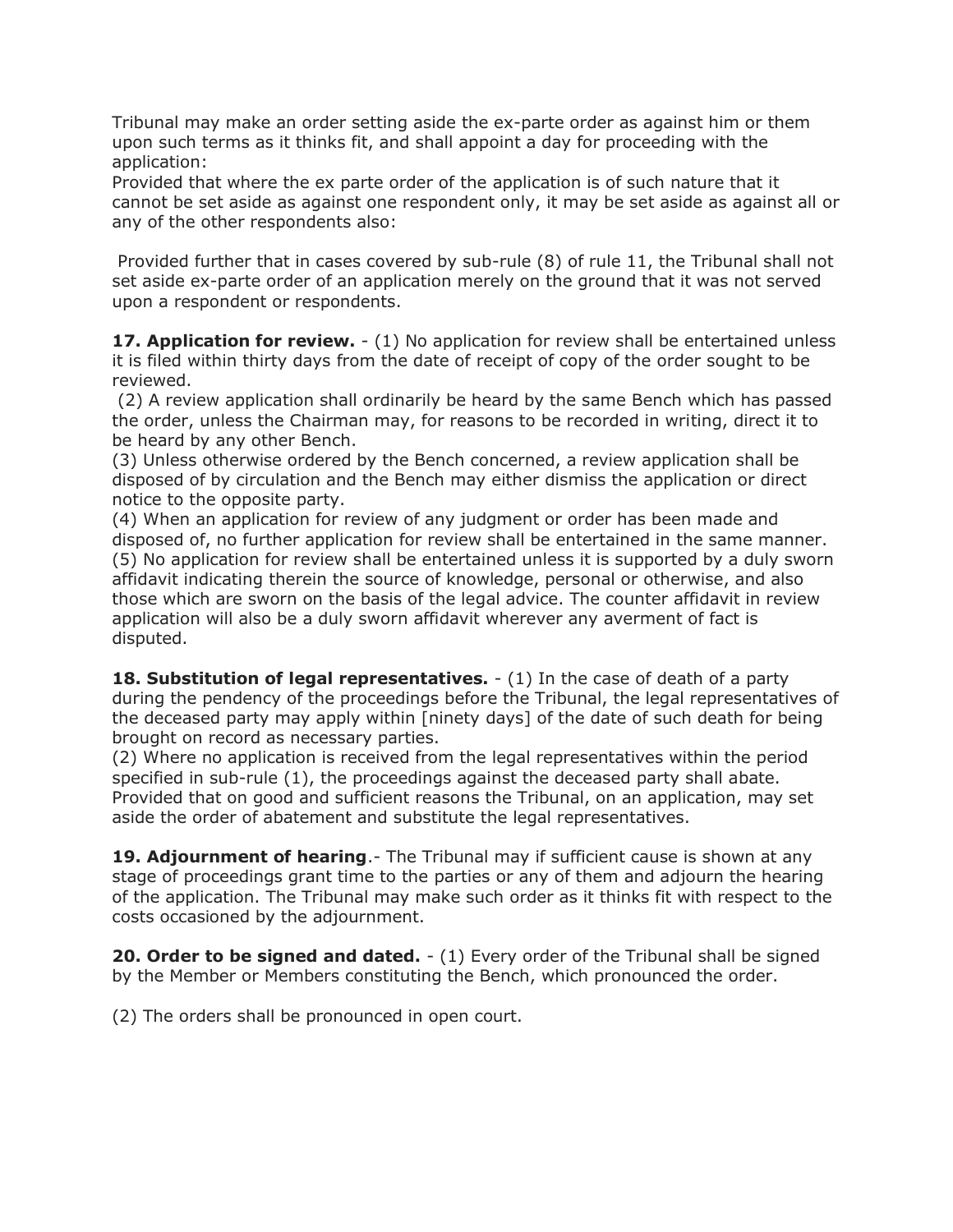Tribunal may make an order setting aside the ex-parte order as against him or them upon such terms as it thinks fit, and shall appoint a day for proceeding with the application:

Provided that where the ex parte order of the application is of such nature that it cannot be set aside as against one respondent only, it may be set aside as against all or any of the other respondents also:

Provided further that in cases covered by sub-rule (8) of rule 11, the Tribunal shall not set aside ex-parte order of an application merely on the ground that it was not served upon a respondent or respondents.

**17. Application for review.** - (1) No application for review shall be entertained unless it is filed within thirty days from the date of receipt of copy of the order sought to be reviewed.

(2) A review application shall ordinarily be heard by the same Bench which has passed the order, unless the Chairman may, for reasons to be recorded in writing, direct it to be heard by any other Bench.

(3) Unless otherwise ordered by the Bench concerned, a review application shall be disposed of by circulation and the Bench may either dismiss the application or direct notice to the opposite party.

(4) When an application for review of any judgment or order has been made and disposed of, no further application for review shall be entertained in the same manner.

(5) No application for review shall be entertained unless it is supported by a duly sworn affidavit indicating therein the source of knowledge, personal or otherwise, and also those which are sworn on the basis of the legal advice. The counter affidavit in review application will also be a duly sworn affidavit wherever any averment of fact is disputed.

**18. Substitution of legal representatives.** - (1) In the case of death of a party during the pendency of the proceedings before the Tribunal, the legal representatives of the deceased party may apply within [ninety days] of the date of such death for being brought on record as necessary parties.

(2) Where no application is received from the legal representatives within the period specified in sub-rule (1), the proceedings against the deceased party shall abate. Provided that on good and sufficient reasons the Tribunal, on an application, may set aside the order of abatement and substitute the legal representatives.

**19. Adjournment of hearing**.- The Tribunal may if sufficient cause is shown at any stage of proceedings grant time to the parties or any of them and adjourn the hearing of the application. The Tribunal may make such order as it thinks fit with respect to the costs occasioned by the adjournment.

**20. Order to be signed and dated.** - (1) Every order of the Tribunal shall be signed by the Member or Members constituting the Bench, which pronounced the order.

(2) The orders shall be pronounced in open court.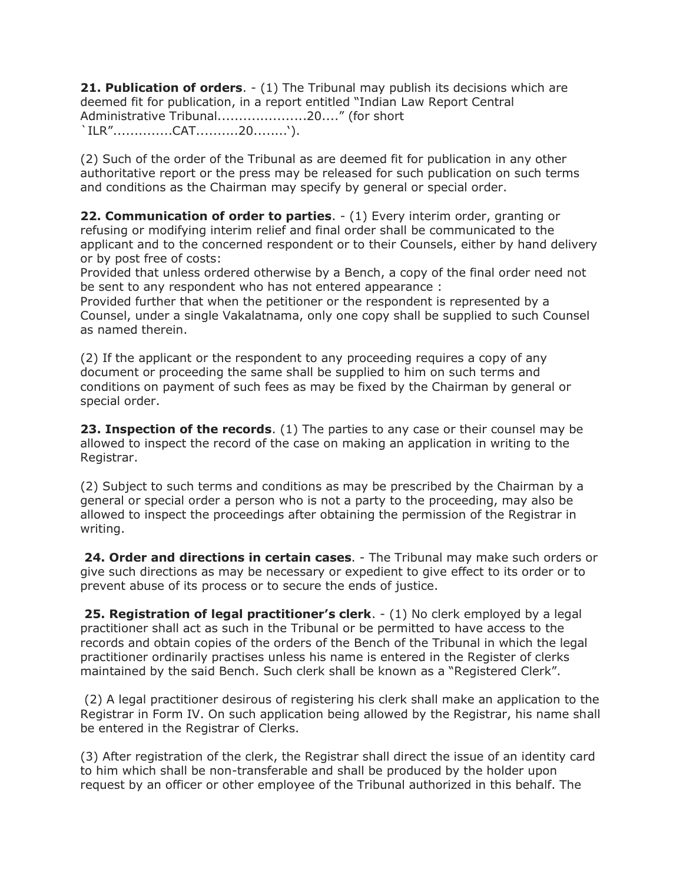**21. Publication of orders**. - (1) The Tribunal may publish its decisions which are deemed fit for publication, in a report entitled "Indian Law Report Central Administrative Tribunal....................20...." (for short `ILR"..............CAT..........20........').

(2) Such of the order of the Tribunal as are deemed fit for publication in any other authoritative report or the press may be released for such publication on such terms and conditions as the Chairman may specify by general or special order.

**22. Communication of order to parties**. - (1) Every interim order, granting or refusing or modifying interim relief and final order shall be communicated to the applicant and to the concerned respondent or to their Counsels, either by hand delivery or by post free of costs:
Provided that unless ordered otherwise by a Bench, a copy of the final order need not be sent to any respondent who has not entered appearance :
Provided further that when the petitioner or the respondent is represented by a Counsel, under a single Vakalatnama, only one copy shall be supplied to such Counsel as named therein.

(2) If the applicant or the respondent to any proceeding requires a copy of any document or proceeding the same shall be supplied to him on such terms and conditions on payment of such fees as may be fixed by the Chairman by general or special order.

**23. Inspection of the records**. (1) The parties to any case or their counsel may be allowed to inspect the record of the case on making an application in writing to the Registrar.

(2) Subject to such terms and conditions as may be prescribed by the Chairman by a general or special order a person who is not a party to the proceeding, may also be allowed to inspect the proceedings after obtaining the permission of the Registrar in writing.

**24. Order and directions in certain cases**. - The Tribunal may make such orders or give such directions as may be necessary or expedient to give effect to its order or to prevent abuse of its process or to secure the ends of justice.

**25. Registration of legal practitioner's clerk**. - (1) No clerk employed by a legal practitioner shall act as such in the Tribunal or be permitted to have access to the records and obtain copies of the orders of the Bench of the Tribunal in which the legal practitioner ordinarily practises unless his name is entered in the Register of clerks maintained by the said Bench. Such clerk shall be known as a "Registered Clerk".

(2) A legal practitioner desirous of registering his clerk shall make an application to the Registrar in Form IV. On such application being allowed by the Registrar, his name shall be entered in the Registrar of Clerks.

(3) After registration of the clerk, the Registrar shall direct the issue of an identity card to him which shall be non-transferable and shall be produced by the holder upon request by an officer or other employee of the Tribunal authorized in this behalf. The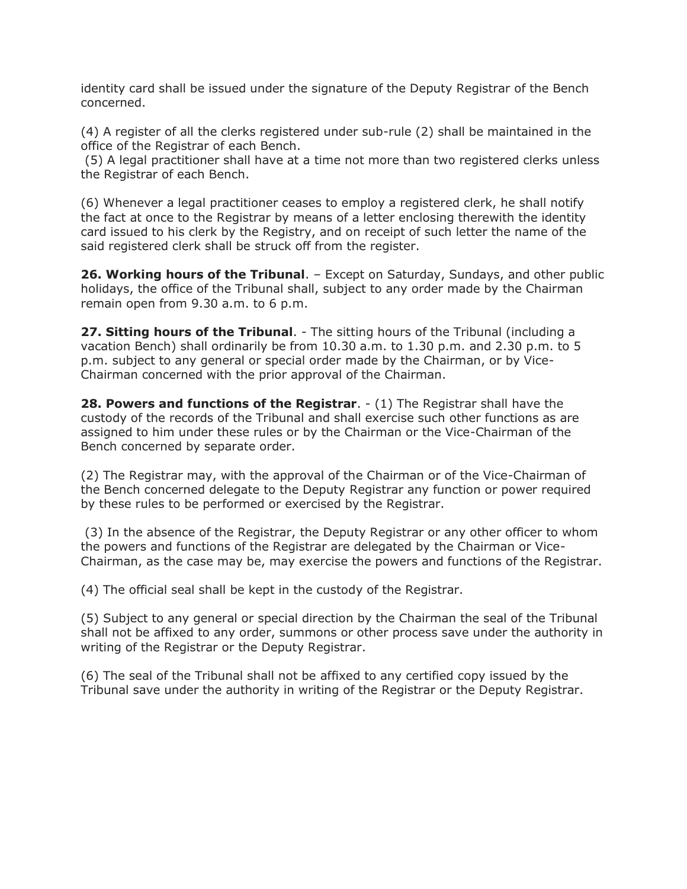identity card shall be issued under the signature of the Deputy Registrar of the Bench concerned.

(4) A register of all the clerks registered under sub-rule (2) shall be maintained in the office of the Registrar of each Bench.

(5) A legal practitioner shall have at a time not more than two registered clerks unless the Registrar of each Bench.

(6) Whenever a legal practitioner ceases to employ a registered clerk, he shall notify the fact at once to the Registrar by means of a letter enclosing therewith the identity card issued to his clerk by the Registry, and on receipt of such letter the name of the said registered clerk shall be struck off from the register.

**26. Working hours of the Tribunal**. – Except on Saturday, Sundays, and other public holidays, the office of the Tribunal shall, subject to any order made by the Chairman remain open from 9.30 a.m. to 6 p.m.

**27. Sitting hours of the Tribunal**. - The sitting hours of the Tribunal (including a vacation Bench) shall ordinarily be from 10.30 a.m. to 1.30 p.m. and 2.30 p.m. to 5 p.m. subject to any general or special order made by the Chairman, or by Vice-Chairman concerned with the prior approval of the Chairman.

**28. Powers and functions of the Registrar**. - (1) The Registrar shall have the custody of the records of the Tribunal and shall exercise such other functions as are assigned to him under these rules or by the Chairman or the Vice-Chairman of the Bench concerned by separate order.

(2) The Registrar may, with the approval of the Chairman or of the Vice-Chairman of the Bench concerned delegate to the Deputy Registrar any function or power required by these rules to be performed or exercised by the Registrar.

(3) In the absence of the Registrar, the Deputy Registrar or any other officer to whom the powers and functions of the Registrar are delegated by the Chairman or Vice-Chairman, as the case may be, may exercise the powers and functions of the Registrar.

(4) The official seal shall be kept in the custody of the Registrar.

(5) Subject to any general or special direction by the Chairman the seal of the Tribunal shall not be affixed to any order, summons or other process save under the authority in writing of the Registrar or the Deputy Registrar.

(6) The seal of the Tribunal shall not be affixed to any certified copy issued by the Tribunal save under the authority in writing of the Registrar or the Deputy Registrar.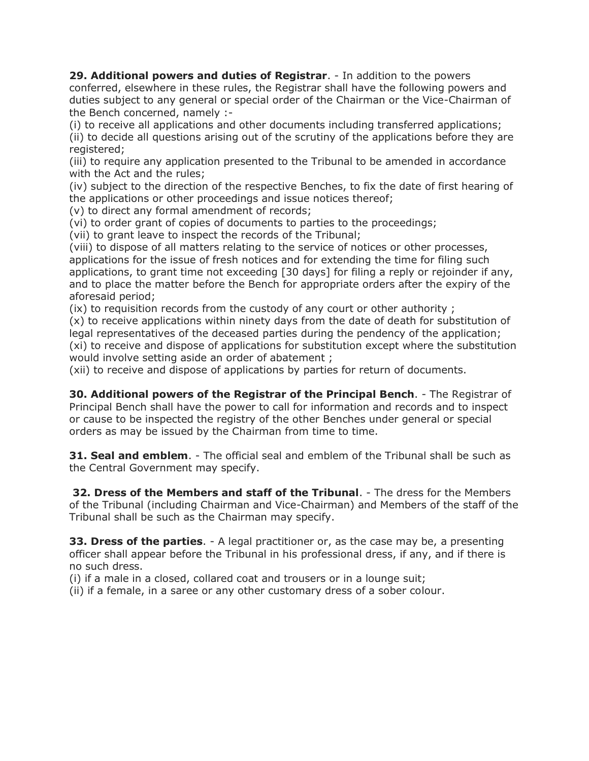**29. Additional powers and duties of Registrar**. - In addition to the powers conferred, elsewhere in these rules, the Registrar shall have the following powers and duties subject to any general or special order of the Chairman or the Vice-Chairman of the Bench concerned, namely :-

(i) to receive all applications and other documents including transferred applications;
(ii) to decide all questions arising out of the scrutiny of the applications before they are registered;
(iii) to require any application presented to the Tribunal to be amended in accordance with the Act and the rules;
(iv) subject to the direction of the respective Benches, to fix the date of first hearing of the applications or other proceedings and issue notices thereof;
(v) to direct any formal amendment of records;
(vi) to order grant of copies of documents to parties to the proceedings;
(vii) to grant leave to inspect the records of the Tribunal;
(viii) to dispose of all matters relating to the service of notices or other processes, applications for the issue of fresh notices and for extending the time for filing such applications, to grant time not exceeding [30 days] for filing a reply or rejoinder if any, and to place the matter before the Bench for appropriate orders after the expiry of the aforesaid period;
(ix) to requisition records from the custody of any court or other authority ;
(x) to receive applications within ninety days from the date of death for substitution of legal representatives of the deceased parties during the pendency of the application;
(xi) to receive and dispose of applications for substitution except where the substitution would involve setting aside an order of abatement ;
(xii) to receive and dispose of applications by parties for return of documents.

**30. Additional powers of the Registrar of the Principal Bench**. - The Registrar of Principal Bench shall have the power to call for information and records and to inspect or cause to be inspected the registry of the other Benches under general or special orders as may be issued by the Chairman from time to time.

**31. Seal and emblem**. - The official seal and emblem of the Tribunal shall be such as the Central Government may specify.

**32. Dress of the Members and staff of the Tribunal**. - The dress for the Members of the Tribunal (including Chairman and Vice-Chairman) and Members of the staff of the Tribunal shall be such as the Chairman may specify.

**33. Dress of the parties**. - A legal practitioner or, as the case may be, a presenting officer shall appear before the Tribunal in his professional dress, if any, and if there is no such dress.

(i) if a male in a closed, collared coat and trousers or in a lounge suit;
(ii) if a female, in a saree or any other customary dress of a sober colour.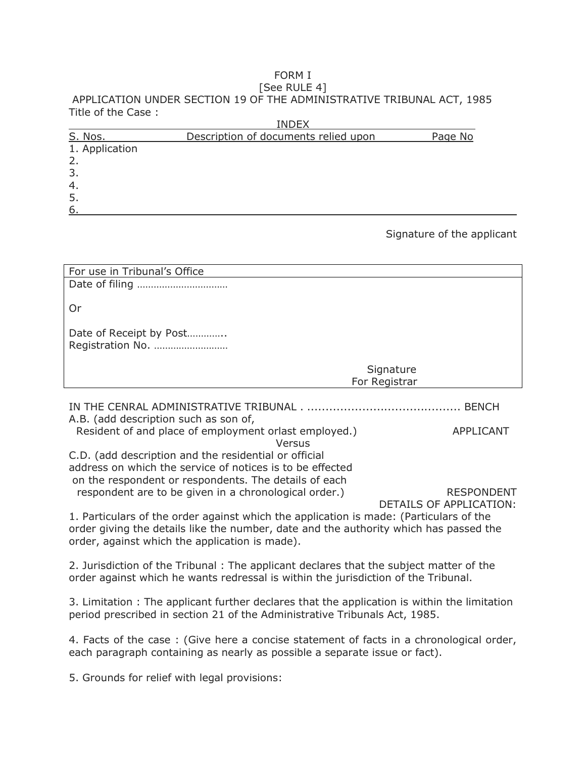FORM I

[See RULE 4]

APPLICATION UNDER SECTION 19 OF THE ADMINISTRATIVE TRIBUNAL ACT, 1985

Title of the Case :

INDEX

| S. Nos. | Description of documents relied upon | Page No |
|---|---|---|
| 1. Application | | |
| 2. | | |
| 3. | | |
| 4. | | |
| 5. | | |
| 6. | | |

Signature of the applicant

| For use in Tribunal's Office |
|---|
| Date of filing …………………………… <br><br> Or <br><br> Date of Receipt by Post…………. <br> Registration No. ……………………… <br><br> Signature <br> For Registrar |

IN THE CENRAL ADMINISTRATIVE TRIBUNAL . .......................................... BENCH

A.B. (add description such as son of,
Resident of and place of employment orlast employed.) APPLICANT

Versus

C.D. (add description and the residential or official address on which the service of notices is to be effected on the respondent or respondents. The details of each respondent are to be given in a chronological order.) RESPONDENT

DETAILS OF APPLICATION:

1. Particulars of the order against which the application is made: (Particulars of the order giving the details like the number, date and the authority which has passed the order, against which the application is made).

2. Jurisdiction of the Tribunal : The applicant declares that the subject matter of the order against which he wants redressal is within the jurisdiction of the Tribunal.

3. Limitation : The applicant further declares that the application is within the limitation period prescribed in section 21 of the Administrative Tribunals Act, 1985.

4. Facts of the case : (Give here a concise statement of facts in a chronological order, each paragraph containing as nearly as possible a separate issue or fact).

5. Grounds for relief with legal provisions: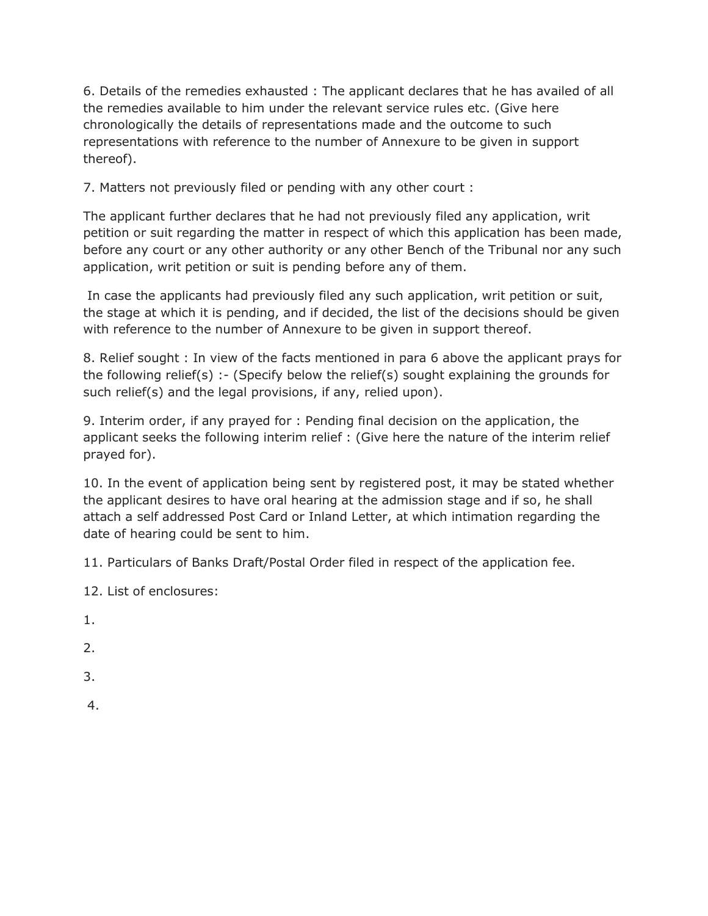6. Details of the remedies exhausted : The applicant declares that he has availed of all the remedies available to him under the relevant service rules etc. (Give here chronologically the details of representations made and the outcome to such representations with reference to the number of Annexure to be given in support thereof).

7. Matters not previously filed or pending with any other court :

The applicant further declares that he had not previously filed any application, writ petition or suit regarding the matter in respect of which this application has been made, before any court or any other authority or any other Bench of the Tribunal nor any such application, writ petition or suit is pending before any of them.

In case the applicants had previously filed any such application, writ petition or suit, the stage at which it is pending, and if decided, the list of the decisions should be given with reference to the number of Annexure to be given in support thereof.

8. Relief sought : In view of the facts mentioned in para 6 above the applicant prays for the following relief(s) :- (Specify below the relief(s) sought explaining the grounds for such relief(s) and the legal provisions, if any, relied upon).

9. Interim order, if any prayed for : Pending final decision on the application, the applicant seeks the following interim relief : (Give here the nature of the interim relief prayed for).

10. In the event of application being sent by registered post, it may be stated whether the applicant desires to have oral hearing at the admission stage and if so, he shall attach a self addressed Post Card or Inland Letter, at which intimation regarding the date of hearing could be sent to him.

11. Particulars of Banks Draft/Postal Order filed in respect of the application fee.

12. List of enclosures:

1.

2.

3.

4.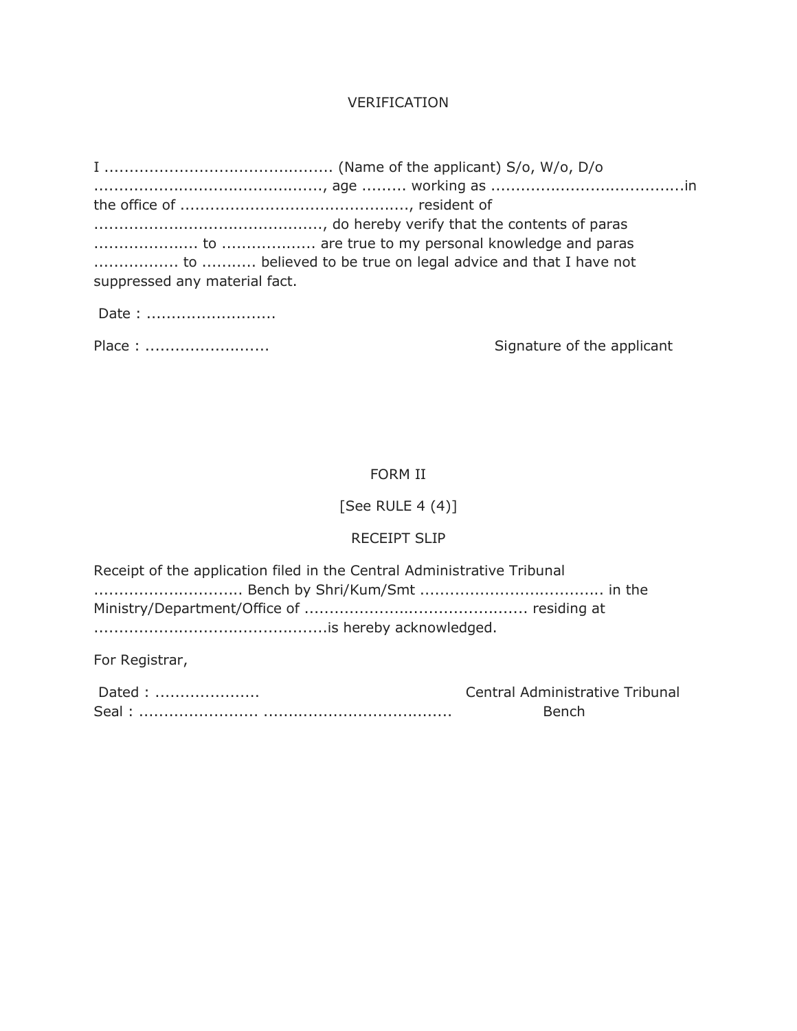# VERIFICATION

I ............................................ (Name of the applicant) S/o, W/o, D/o ............................................, age ......... working as ......................................in the office of ............................................, resident of ............................................, do hereby verify that the contents of paras .................... to .................. are true to my personal knowledge and paras ................ to .......... believed to be true on legal advice and that I have not suppressed any material fact.

Date : .........................

Place : ........................ Signature of the applicant

# FORM II

[See RULE 4 (4)]

## RECEIPT SLIP

Receipt of the application filed in the Central Administrative Tribunal ............................. Bench by Shri/Kum/Smt .................................... in the Ministry/Department/Office of ............................................ residing at .............................................is hereby acknowledged.

For Registrar,

Dated : .................... Central Administrative Tribunal

Seal : ....................... ..................................... Bench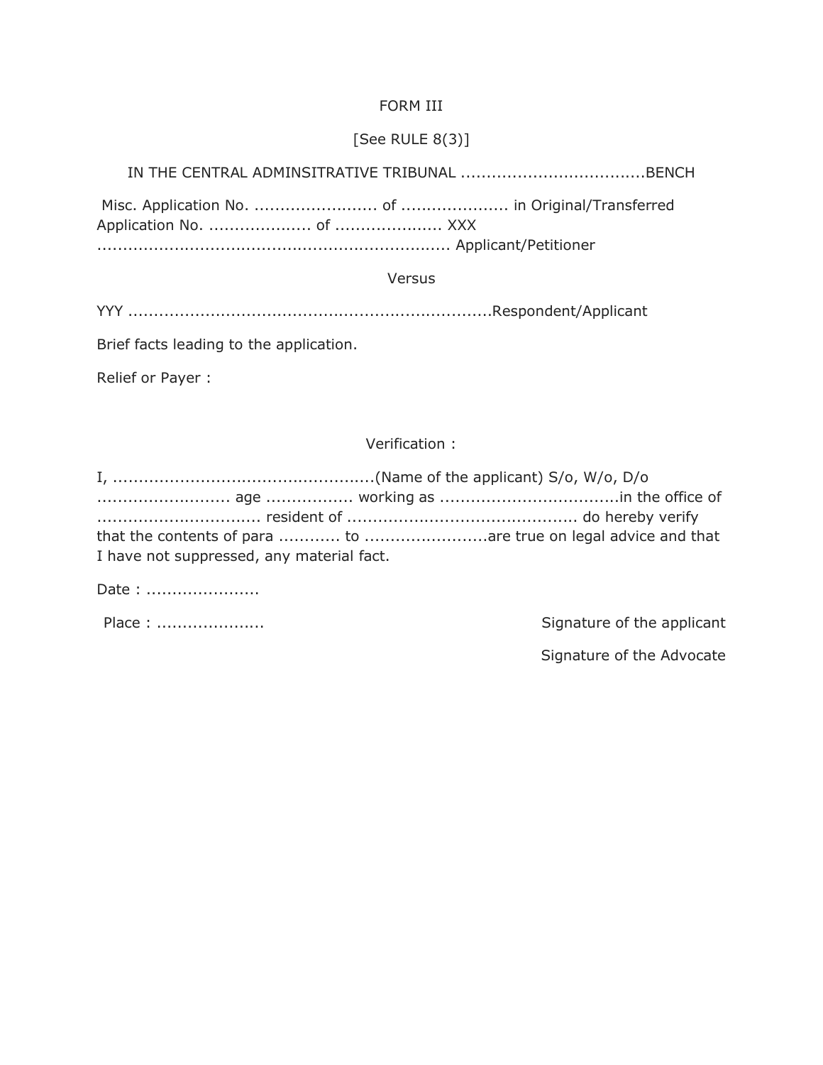FORM III

[See RULE 8(3)]

IN THE CENTRAL ADMINSITRATIVE TRIBUNAL ...................................BENCH

Misc. Application No. ........................ of ..................... in Original/Transferred Application No. .................... of ..................... XXX ................................................................... Applicant/Petitioner

Versus

YYY ......................................................................Respondent/Applicant

Brief facts leading to the application.

Relief or Payer :

Verification :

I, ..................................................(Name of the applicant) S/o, W/o, D/o .......................... age ................ working as ..................................in the office of ............................... resident of ............................................ do hereby verify that the contents of para ............ to ........................are true on legal advice and that I have not suppressed, any material fact.

Date : ......................

Place : .....................

Signature of the applicant

Signature of the Advocate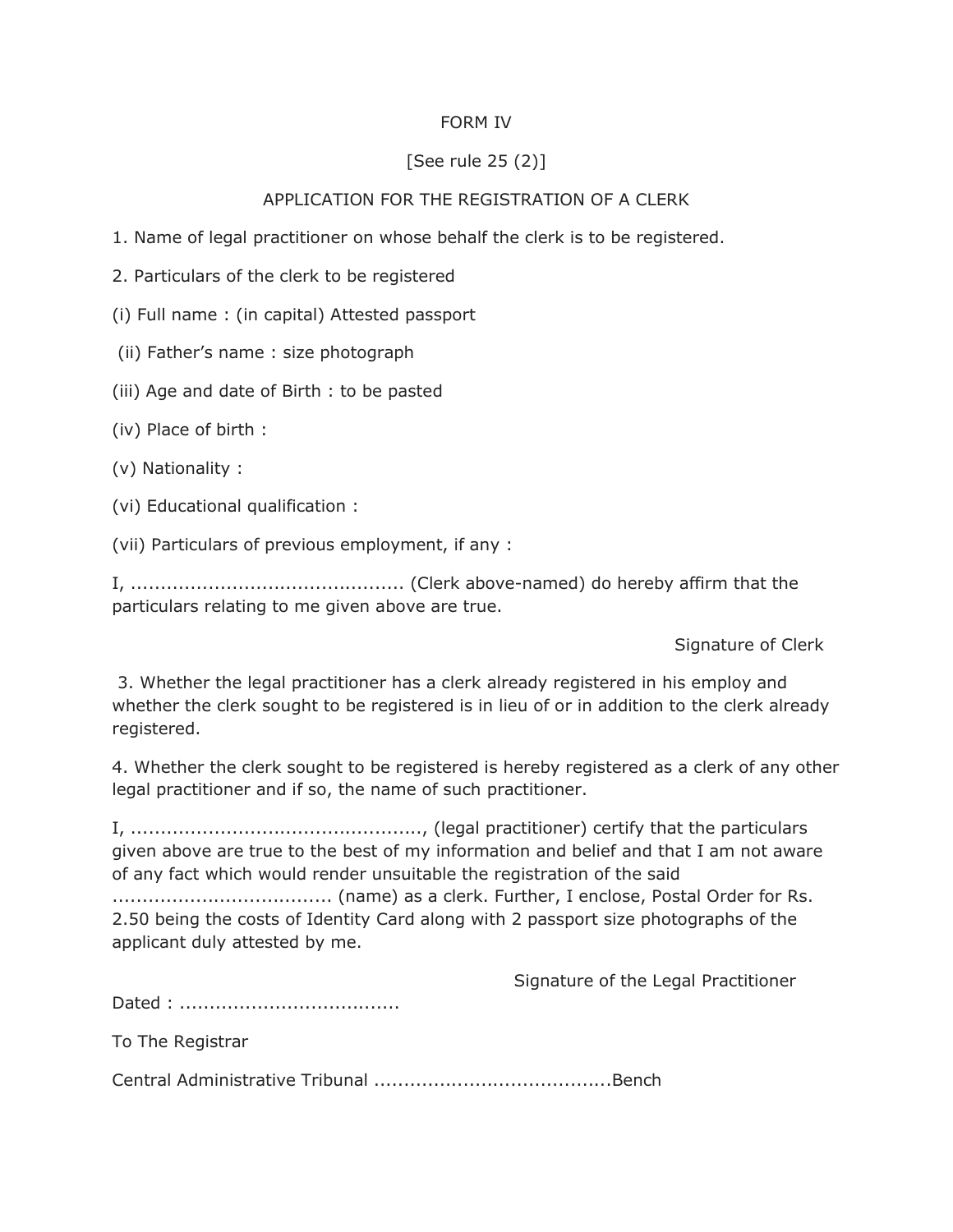FORM IV

[See rule 25 (2)]

APPLICATION FOR THE REGISTRATION OF A CLERK

1. Name of legal practitioner on whose behalf the clerk is to be registered.

2. Particulars of the clerk to be registered

(i) Full name : (in capital) Attested passport

(ii) Father's name : size photograph

(iii) Age and date of Birth : to be pasted

(iv) Place of birth :

(v) Nationality :

(vi) Educational qualification :

(vii) Particulars of previous employment, if any :

I, .............................................. (Clerk above-named) do hereby affirm that the particulars relating to me given above are true.

Signature of Clerk

3. Whether the legal practitioner has a clerk already registered in his employ and whether the clerk sought to be registered is in lieu of or in addition to the clerk already registered.

4. Whether the clerk sought to be registered is hereby registered as a clerk of any other legal practitioner and if so, the name of such practitioner.

I, ................................................., (legal practitioner) certify that the particulars given above are true to the best of my information and belief and that I am not aware of any fact which would render unsuitable the registration of the said .................................... (name) as a clerk. Further, I enclose, Postal Order for Rs. 2.50 being the costs of Identity Card along with 2 passport size photographs of the applicant duly attested by me.

Signature of the Legal Practitioner

Dated : ....................................

To The Registrar

Central Administrative Tribunal .......................................Bench